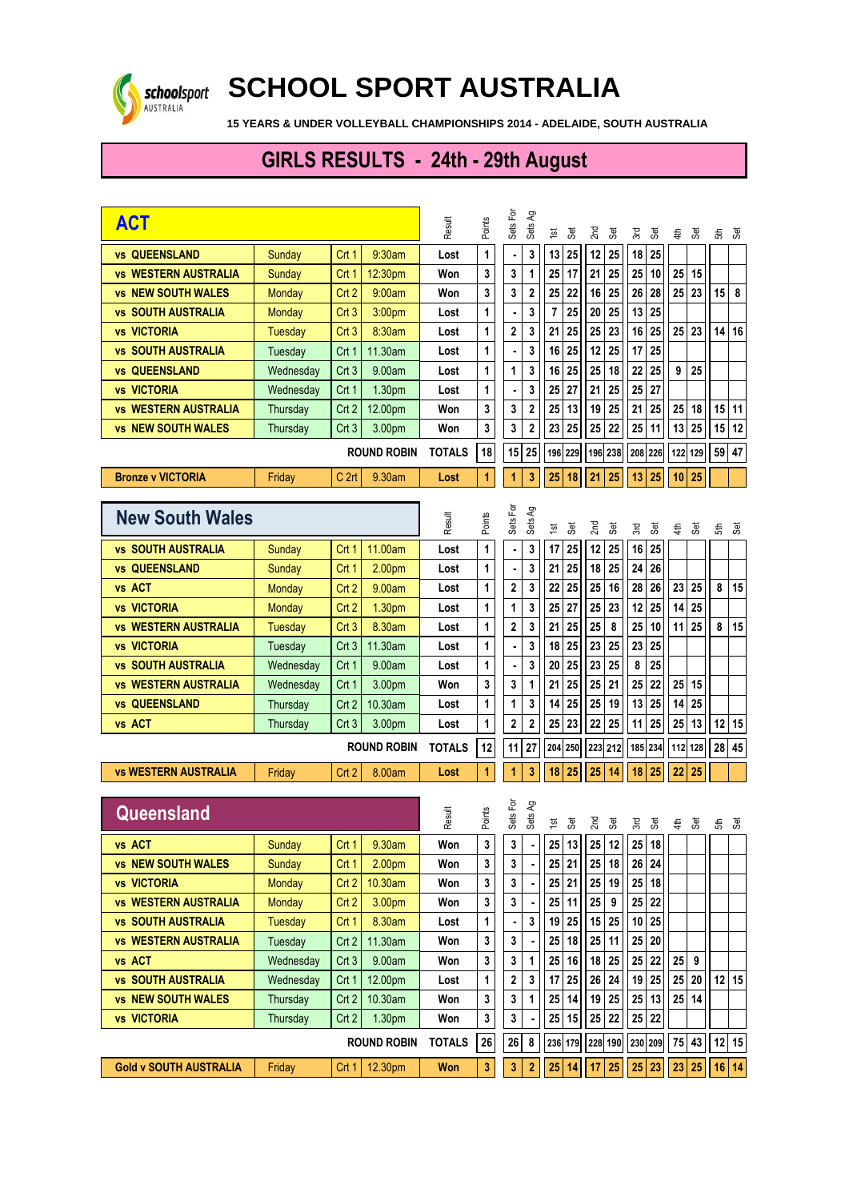# SCHOOL SPORT AUSTRALIA

**15 YEARS & UNDER VOLLEYBALL CHAMPIONSHIPS 2014 - ADELAIDE, SOUTH AUSTRALIA**

## GIRLS RESULTS - 24th - 29th August

### ACT

| ACT | Day | Court | Time | Result | Points | Sets For | Sets Ag | 1st | Set | 2nd | Set | 3rd | Set | 4th | Set | 5th | Set |
|---|---|---|---|---|---|---|---|---|---|---|---|---|---|---|---|---|---|
| vs QUEENSLAND | Sunday | Crt 1 | 9:30am | Lost | 1 | - | 3 | 13 | 25 | 12 | 25 | 18 | 25 | | | | |
| vs WESTERN AUSTRALIA | Sunday | Crt 1 | 12:30pm | Won | 3 | 3 | 1 | 25 | 17 | 21 | 25 | 25 | 10 | 25 | 15 | | |
| vs NEW SOUTH WALES | Monday | Crt 2 | 9:00am | Won | 3 | 3 | 2 | 25 | 22 | 16 | 25 | 26 | 28 | 25 | 23 | 15 | 8 |
| vs SOUTH AUSTRALIA | Monday | Crt 3 | 3:00pm | Lost | 1 | - | 3 | 7 | 25 | 20 | 25 | 13 | 25 | | | | |
| vs VICTORIA | Tuesday | Crt 3 | 8:30am | Lost | 1 | 2 | 3 | 21 | 25 | 25 | 23 | 16 | 25 | 25 | 23 | 14 | 16 |
| vs SOUTH AUSTRALIA | Tuesday | Crt 1 | 11.30am | Lost | 1 | - | 3 | 16 | 25 | 12 | 25 | 17 | 25 | | | | |
| vs QUEENSLAND | Wednesday | Crt 3 | 9.00am | Lost | 1 | 1 | 3 | 16 | 25 | 25 | 18 | 22 | 25 | 9 | 25 | | |
| vs VICTORIA | Wednesday | Crt 1 | 1.30pm | Lost | 1 | - | 3 | 25 | 27 | 21 | 25 | 25 | 27 | | | | |
| vs WESTERN AUSTRALIA | Thursday | Crt 2 | 12.00pm | Won | 3 | 3 | 2 | 25 | 13 | 19 | 25 | 21 | 25 | 25 | 18 | 15 | 11 |
| vs NEW SOUTH WALES | Thursday | Crt 3 | 3.00pm | Won | 3 | 3 | 2 | 23 | 25 | 25 | 22 | 25 | 11 | 13 | 25 | 15 | 12 |
| | | | ROUND ROBIN | TOTALS | 18 | 15 | 25 | 196 | 229 | 196 | 238 | 208 | 226 | 122 | 129 | 59 | 47 |
| Bronze v VICTORIA | Friday | C 2rt | 9.30am | Lost | 1 | 1 | 3 | 25 | 18 | 21 | 25 | 13 | 25 | 10 | 25 | | |

### New South Wales

| New South Wales | Day | Court | Time | Result | Points | Sets For | Sets Ag | 1st | Set | 2nd | Set | 3rd | Set | 4th | Set | 5th | Set |
|---|---|---|---|---|---|---|---|---|---|---|---|---|---|---|---|---|---|
| vs SOUTH AUSTRALIA | Sunday | Crt 1 | 11.00am | Lost | 1 | - | 3 | 17 | 25 | 12 | 25 | 16 | 25 | | | | |
| vs QUEENSLAND | Sunday | Crt 1 | 2.00pm | Lost | 1 | - | 3 | 21 | 25 | 18 | 25 | 24 | 26 | | | | |
| vs ACT | Monday | Crt 2 | 9.00am | Lost | 1 | 2 | 3 | 22 | 25 | 25 | 16 | 28 | 26 | 23 | 25 | 8 | 15 |
| vs VICTORIA | Monday | Crt 2 | 1.30pm | Lost | 1 | 1 | 3 | 25 | 27 | 25 | 23 | 12 | 25 | 14 | 25 | | |
| vs WESTERN AUSTRALIA | Tuesday | Crt 3 | 8.30am | Lost | 1 | 2 | 3 | 21 | 25 | 25 | 8 | 25 | 10 | 11 | 25 | 8 | 15 |
| vs VICTORIA | Tuesday | Crt 3 | 11.30am | Lost | 1 | - | 3 | 18 | 25 | 23 | 25 | 23 | 25 | | | | |
| vs SOUTH AUSTRALIA | Wednesday | Crt 1 | 9.00am | Lost | 1 | - | 3 | 20 | 25 | 23 | 25 | 8 | 25 | | | | |
| vs WESTERN AUSTRALIA | Wednesday | Crt 1 | 3.00pm | Won | 3 | 3 | 1 | 21 | 25 | 25 | 21 | 25 | 22 | 25 | 15 | | |
| vs QUEENSLAND | Thursday | Crt 2 | 10.30am | Lost | 1 | 1 | 3 | 14 | 25 | 25 | 19 | 13 | 25 | 14 | 25 | | |
| vs ACT | Thursday | Crt 3 | 3.00pm | Lost | 1 | 2 | 2 | 25 | 23 | 22 | 25 | 11 | 25 | 25 | 13 | 12 | 15 |
| | | | ROUND ROBIN | TOTALS | 12 | 11 | 27 | 204 | 250 | 223 | 212 | 185 | 234 | 112 | 128 | 28 | 45 |
| vs WESTERN AUSTRALIA | Friday | Crt 2 | 8.00am | Lost | 1 | 1 | 3 | 18 | 25 | 25 | 14 | 18 | 25 | 22 | 25 | | |

### Queensland

| Queensland | Day | Court | Time | Result | Points | Sets For | Sets Ag | 1st | Set | 2nd | Set | 3rd | Set | 4th | Set | 5th | Set |
|---|---|---|---|---|---|---|---|---|---|---|---|---|---|---|---|---|---|
| vs ACT | Sunday | Crt 1 | 9.30am | Won | 3 | 3 | - | 25 | 13 | 25 | 12 | 25 | 18 | | | | |
| vs NEW SOUTH WALES | Sunday | Crt 1 | 2.00pm | Won | 3 | 3 | - | 25 | 21 | 25 | 18 | 26 | 24 | | | | |
| vs VICTORIA | Monday | Crt 2 | 10.30am | Won | 3 | 3 | - | 25 | 21 | 25 | 19 | 25 | 18 | | | | |
| vs WESTERN AUSTRALIA | Monday | Crt 2 | 3.00pm | Won | 3 | 3 | - | 25 | 11 | 25 | 9 | 25 | 22 | | | | |
| vs SOUTH AUSTRALIA | Tuesday | Crt 1 | 8.30am | Lost | 1 | - | 3 | 19 | 25 | 15 | 25 | 10 | 25 | | | | |
| vs WESTERN AUSTRALIA | Tuesday | Crt 2 | 11.30am | Won | 3 | 3 | - | 25 | 18 | 25 | 11 | 25 | 20 | | | | |
| vs ACT | Wednesday | Crt 3 | 9.00am | Won | 3 | 3 | 1 | 25 | 16 | 18 | 25 | 25 | 22 | 25 | 9 | | |
| vs SOUTH AUSTRALIA | Wednesday | Crt 1 | 12.00pm | Lost | 1 | 2 | 3 | 17 | 25 | 26 | 24 | 19 | 25 | 25 | 20 | 12 | 15 |
| vs NEW SOUTH WALES | Thursday | Crt 2 | 10.30am | Won | 3 | 3 | 1 | 25 | 14 | 19 | 25 | 25 | 13 | 25 | 14 | | |
| vs VICTORIA | Thursday | Crt 2 | 1.30pm | Won | 3 | 3 | - | 25 | 15 | 25 | 22 | 25 | 22 | | | | |
| | | | ROUND ROBIN | TOTALS | 26 | 26 | 8 | 236 | 179 | 228 | 190 | 230 | 209 | 75 | 43 | 12 | 15 |
| Gold v SOUTH AUSTRALIA | Friday | Crt 1 | 12.30pm | Won | 3 | 3 | 2 | 25 | 14 | 17 | 25 | 25 | 23 | 23 | 25 | 16 | 14 |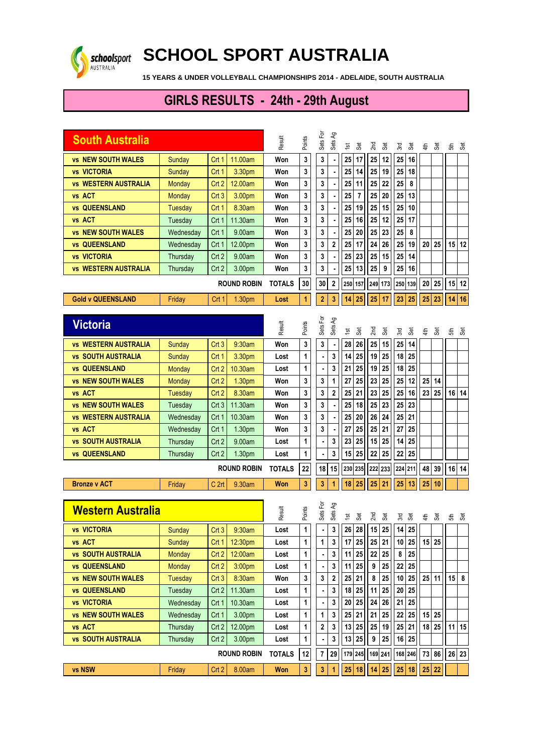# SCHOOL SPORT AUSTRALIA

15 YEARS & UNDER VOLLEYBALL CHAMPIONSHIPS 2014 - ADELAIDE, SOUTH AUSTRALIA

## GIRLS RESULTS - 24th - 29th August

### South Australia

| | | | | Result | Points | Sets For | Sets Ag | 1st | Set | 2nd | Set | 3rd | Set | 4th | Set | 5th | Set |
|---|---|---|---|---|---|---|---|---|---|---|---|---|---|---|---|---|---|
| vs NEW SOUTH WALES | Sunday | Crt 1 | 11.00am | Won | 3 | 3 | - | 25 | 17 | 25 | 12 | 25 | 16 | | | | |
| vs VICTORIA | Sunday | Crt 1 | 3.30pm | Won | 3 | 3 | - | 25 | 14 | 25 | 19 | 25 | 18 | | | | |
| vs WESTERN AUSTRALIA | Monday | Crt 2 | 12.00am | Won | 3 | 3 | - | 25 | 11 | 25 | 22 | 25 | 8 | | | | |
| vs ACT | Monday | Crt 3 | 3.00pm | Won | 3 | 3 | - | 25 | 7 | 25 | 20 | 25 | 13 | | | | |
| vs QUEENSLAND | Tuesday | Crt 1 | 8.30am | Won | 3 | 3 | - | 25 | 19 | 25 | 15 | 25 | 10 | | | | |
| vs ACT | Tuesday | Crt 1 | 11.30am | Won | 3 | 3 | - | 25 | 16 | 25 | 12 | 25 | 17 | | | | |
| vs NEW SOUTH WALES | Wednesday | Crt 1 | 9.00am | Won | 3 | 3 | - | 25 | 20 | 25 | 23 | 25 | 8 | | | | |
| vs QUEENSLAND | Wednesday | Crt 1 | 12.00pm | Won | 3 | 3 | 2 | 25 | 17 | 24 | 26 | 25 | 19 | 20 | 25 | 15 | 12 |
| vs VICTORIA | Thursday | Crt 2 | 9.00am | Won | 3 | 3 | - | 25 | 23 | 25 | 15 | 25 | 14 | | | | |
| vs WESTERN AUSTRALIA | Thursday | Crt 2 | 3.00pm | Won | 3 | 3 | - | 25 | 13 | 25 | 9 | 25 | 16 | | | | |
| | | | ROUND ROBIN | TOTALS | 30 | 30 | 2 | 250 | 157 | 249 | 173 | 250 | 139 | 20 | 25 | 15 | 12 |
| Gold v QUEENSLAND | Friday | Crt 1 | 1.30pm | Lost | 1 | 2 | 3 | 14 | 25 | 25 | 17 | 23 | 25 | 25 | 23 | 14 | 16 |

### Victoria

| | | | | Result | Points | Sets For | Sets Ag | 1st | Set | 2nd | Set | 3rd | Set | 4th | Set | 5th | Set |
|---|---|---|---|---|---|---|---|---|---|---|---|---|---|---|---|---|---|
| vs WESTERN AUSTRALIA | Sunday | Crt 3 | 9:30am | Won | 3 | 3 | - | 28 | 26 | 25 | 15 | 25 | 14 | | | | |
| vs SOUTH AUSTRALIA | Sunday | Crt 1 | 3.30pm | Lost | 1 | - | 3 | 14 | 25 | 19 | 25 | 18 | 25 | | | | |
| vs QUEENSLAND | Monday | Crt 2 | 10.30am | Lost | 1 | - | 3 | 21 | 25 | 19 | 25 | 18 | 25 | | | | |
| vs NEW SOUTH WALES | Monday | Crt 2 | 1.30pm | Won | 3 | 3 | 1 | 27 | 25 | 23 | 25 | 25 | 12 | 25 | 14 | | |
| vs ACT | Tuesday | Crt 2 | 8.30am | Won | 3 | 3 | 2 | 25 | 21 | 23 | 25 | 25 | 16 | 23 | 25 | 16 | 14 |
| vs NEW SOUTH WALES | Tuesday | Crt 3 | 11.30am | Won | 3 | 3 | - | 25 | 18 | 25 | 23 | 25 | 23 | | | | |
| vs WESTERN AUSTRALIA | Wednesday | Crt 1 | 10.30am | Won | 3 | 3 | - | 25 | 20 | 26 | 24 | 25 | 21 | | | | |
| vs ACT | Wednesday | Crt 1 | 1.30pm | Won | 3 | 3 | - | 27 | 25 | 25 | 21 | 27 | 25 | | | | |
| vs SOUTH AUSTRALIA | Thursday | Crt 2 | 9.00am | Lost | 1 | - | 3 | 23 | 25 | 15 | 25 | 14 | 25 | | | | |
| vs QUEENSLAND | Thursday | Crt 2 | 1.30pm | Lost | 1 | - | 3 | 15 | 25 | 22 | 25 | 22 | 25 | | | | |
| | | | ROUND ROBIN | TOTALS | 22 | 18 | 15 | 230 | 235 | 222 | 233 | 224 | 211 | 48 | 39 | 16 | 14 |
| Bronze v ACT | Friday | C 2rt | 9.30am | Won | 3 | 3 | 1 | 18 | 25 | 25 | 21 | 25 | 13 | 25 | 10 | | |

### Western Australia

| | | | | Result | Points | Sets For | Sets Ag | 1st | Set | 2nd | Set | 3rd | Set | 4th | Set | 5th | Set |
|---|---|---|---|---|---|---|---|---|---|---|---|---|---|---|---|---|---|
| vs VICTORIA | Sunday | Crt 3 | 9:30am | Lost | 1 | - | 3 | 26 | 28 | 15 | 25 | 14 | 25 | | | | |
| vs ACT | Sunday | Crt 1 | 12:30pm | Lost | 1 | 1 | 3 | 17 | 25 | 25 | 21 | 10 | 25 | 15 | 25 | | |
| vs SOUTH AUSTRALIA | Monday | Crt 2 | 12.00am | Lost | 1 | - | 3 | 11 | 25 | 22 | 25 | 8 | 25 | | | | |
| vs QUEENSLAND | Monday | Crt 2 | 3.00pm | Lost | 1 | - | 3 | 11 | 25 | 9 | 25 | 22 | 25 | | | | |
| vs NEW SOUTH WALES | Tuesday | Crt 3 | 8.30am | Won | 3 | 3 | 2 | 25 | 21 | 8 | 25 | 10 | 25 | 25 | 11 | 15 | 8 |
| vs QUEENSLAND | Tuesday | Crt 2 | 11.30am | Lost | 1 | - | 3 | 18 | 25 | 11 | 25 | 20 | 25 | | | | |
| vs VICTORIA | Wednesday | Crt 1 | 10.30am | Lost | 1 | - | 3 | 20 | 25 | 24 | 26 | 21 | 25 | | | | |
| vs NEW SOUTH WALES | Wednesday | Crt 1 | 3.00pm | Lost | 1 | 1 | 3 | 25 | 21 | 21 | 25 | 22 | 25 | 15 | 25 | | |
| vs ACT | Thursday | Crt 2 | 12.00pm | Lost | 1 | 2 | 3 | 13 | 25 | 25 | 19 | 25 | 21 | 18 | 25 | 11 | 15 |
| vs SOUTH AUSTRALIA | Thursday | Crt 2 | 3.00pm | Lost | 1 | - | 3 | 13 | 25 | 9 | 25 | 16 | 25 | | | | |
| | | | ROUND ROBIN | TOTALS | 12 | 7 | 29 | 179 | 245 | 169 | 241 | 168 | 246 | 73 | 86 | 26 | 23 |
| vs NSW | Friday | Crt 2 | 8.00am | Won | 3 | 3 | 1 | 25 | 18 | 14 | 25 | 25 | 18 | 25 | 22 | | |